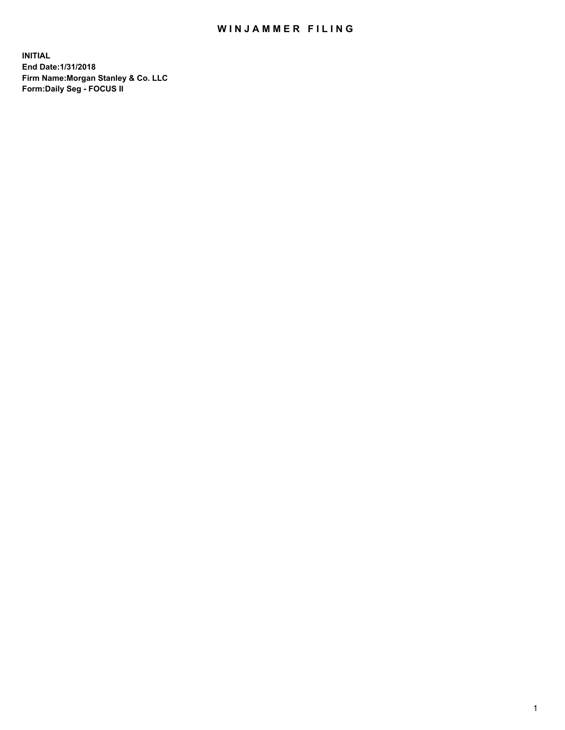# WINJAMMER FILING

**INITIAL**
**End Date:1/31/2018**
**Firm Name:Morgan Stanley & Co. LLC**
**Form:Daily Seg - FOCUS II**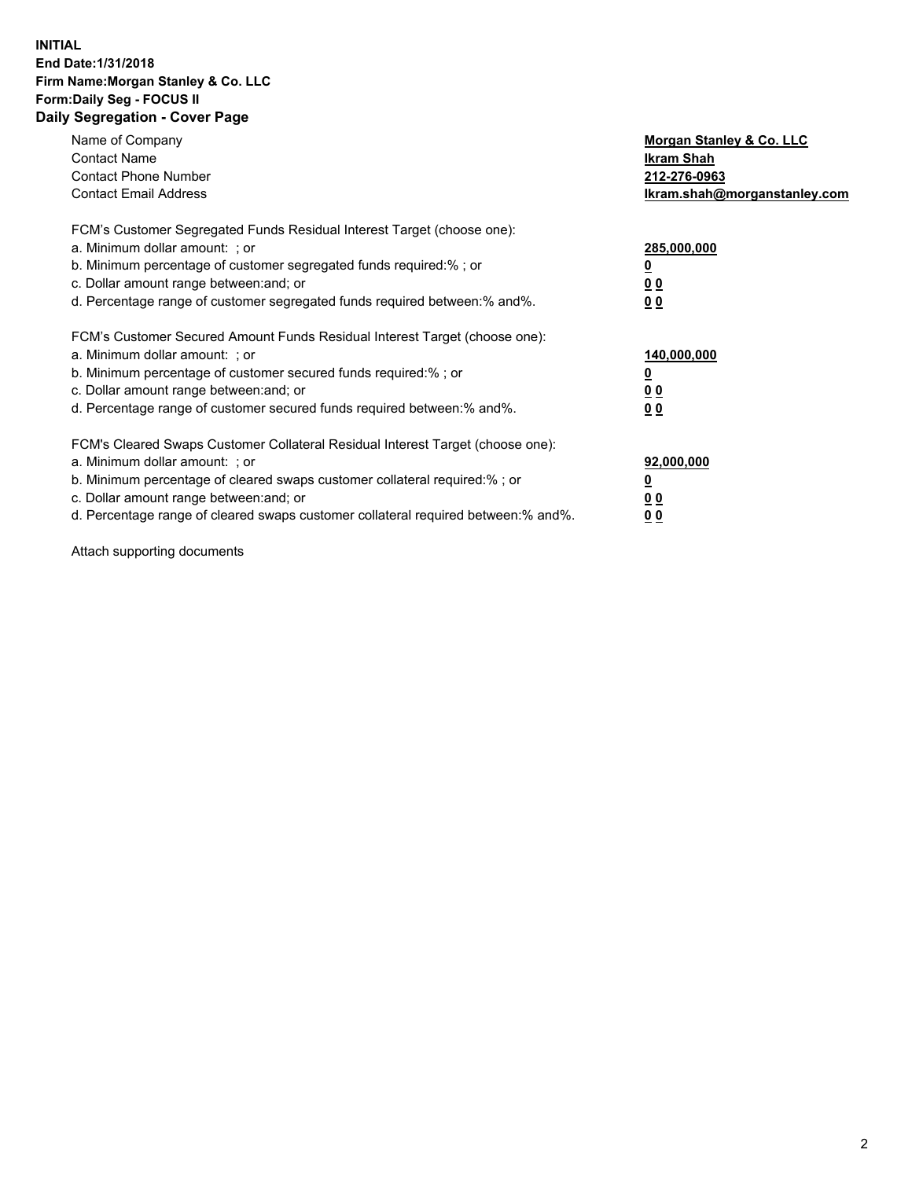**INITIAL**
**End Date:1/31/2018**
**Firm Name:Morgan Stanley & Co. LLC**
**Form:Daily Seg - FOCUS II**
**Daily Segregation - Cover Page**

| | |
|---|---|
| Name of Company | **Morgan Stanley & Co. LLC** |
| Contact Name | **Ikram Shah** |
| Contact Phone Number | **212-276-0963** |
| Contact Email Address | **Ikram.shah@morganstanley.com** |

FCM's Customer Segregated Funds Residual Interest Target (choose one):

| | |
|---|---|
| a. Minimum dollar amount: ; or | **285,000,000** |
| b. Minimum percentage of customer segregated funds required:% ; or | **0** |
| c. Dollar amount range between:and; or | **0 0** |
| d. Percentage range of customer segregated funds required between:% and%. | **0 0** |

FCM's Customer Secured Amount Funds Residual Interest Target (choose one):

| | |
|---|---|
| a. Minimum dollar amount: ; or | **140,000,000** |
| b. Minimum percentage of customer secured funds required:% ; or | **0** |
| c. Dollar amount range between:and; or | **0 0** |
| d. Percentage range of customer secured funds required between:% and%. | **0 0** |

FCM's Cleared Swaps Customer Collateral Residual Interest Target (choose one):

| | |
|---|---|
| a. Minimum dollar amount: ; or | **92,000,000** |
| b. Minimum percentage of cleared swaps customer collateral required:% ; or | **0** |
| c. Dollar amount range between:and; or | **0 0** |
| d. Percentage range of cleared swaps customer collateral required between:% and%. | **0 0** |

Attach supporting documents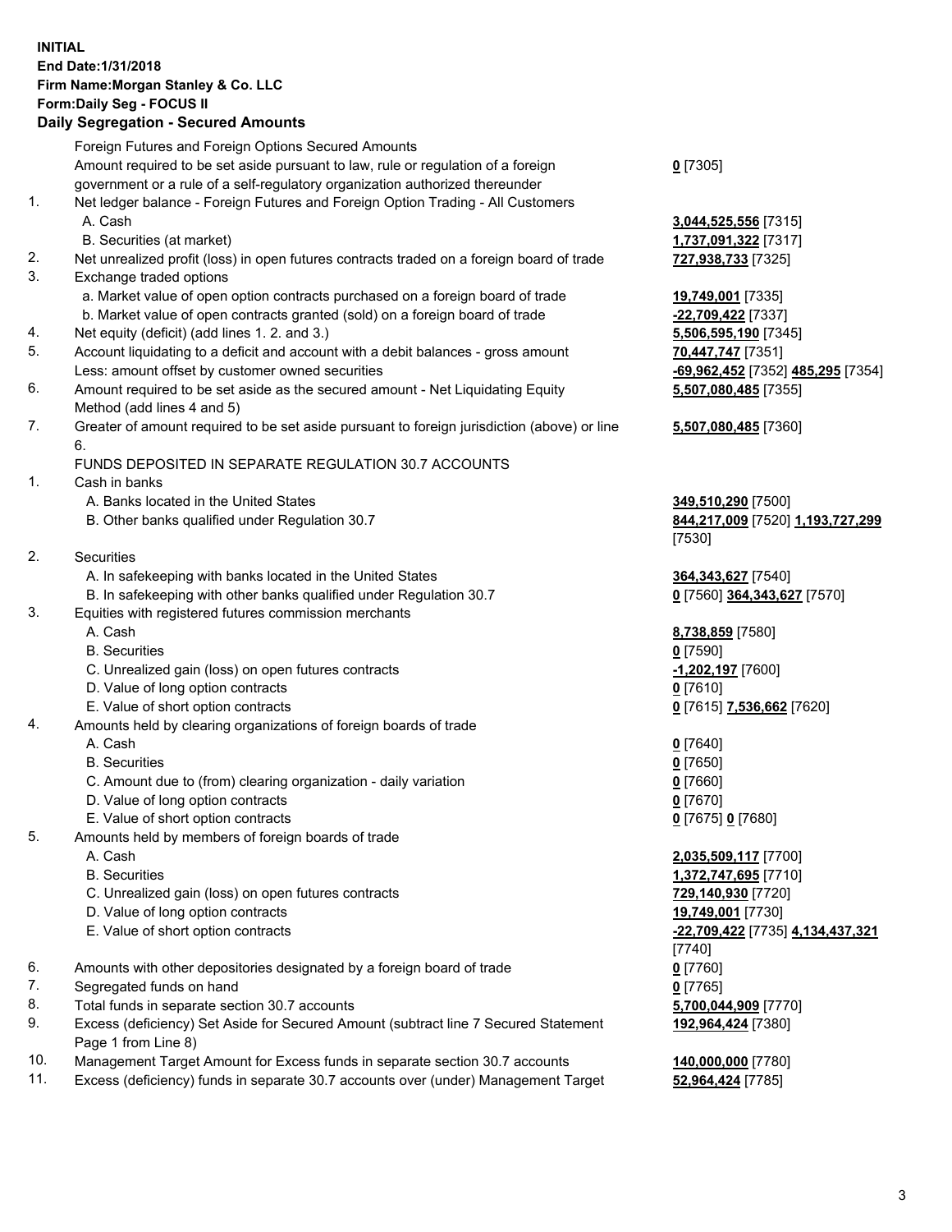**INITIAL**
**End Date:1/31/2018**
**Firm Name:Morgan Stanley & Co. LLC**
**Form:Daily Seg - FOCUS II**
**Daily Segregation - Secured Amounts**

| | | |
|---|---|---|
| | Foreign Futures and Foreign Options Secured Amounts | |
| | Amount required to be set aside pursuant to law, rule or regulation of a foreign government or a rule of a self-regulatory organization authorized thereunder | **0** [7305] |
| 1. | Net ledger balance - Foreign Futures and Foreign Option Trading - All Customers | |
| | A. Cash | **3,044,525,556** [7315] |
| | B. Securities (at market) | **1,737,091,322** [7317] |
| 2. | Net unrealized profit (loss) in open futures contracts traded on a foreign board of trade | **727,938,733** [7325] |
| 3. | Exchange traded options | |
| | a. Market value of open option contracts purchased on a foreign board of trade | **19,749,001** [7335] |
| | b. Market value of open contracts granted (sold) on a foreign board of trade | **-22,709,422** [7337] |
| 4. | Net equity (deficit) (add lines 1. 2. and 3.) | **5,506,595,190** [7345] |
| 5. | Account liquidating to a deficit and account with a debit balances - gross amount | **70,447,747** [7351] |
| | Less: amount offset by customer owned securities | **-69,962,452** [7352] **485,295** [7354] |
| 6. | Amount required to be set aside as the secured amount - Net Liquidating Equity Method (add lines 4 and 5) | **5,507,080,485** [7355] |
| 7. | Greater of amount required to be set aside pursuant to foreign jurisdiction (above) or line 6. | **5,507,080,485** [7360] |
| | FUNDS DEPOSITED IN SEPARATE REGULATION 30.7 ACCOUNTS | |
| 1. | Cash in banks | |
| | A. Banks located in the United States | **349,510,290** [7500] |
| | B. Other banks qualified under Regulation 30.7 | **844,217,009** [7520] **1,193,727,299** [7530] |
| 2. | Securities | |
| | A. In safekeeping with banks located in the United States | **364,343,627** [7540] |
| | B. In safekeeping with other banks qualified under Regulation 30.7 | **0** [7560] **364,343,627** [7570] |
| 3. | Equities with registered futures commission merchants | |
| | A. Cash | **8,738,859** [7580] |
| | B. Securities | **0** [7590] |
| | C. Unrealized gain (loss) on open futures contracts | **-1,202,197** [7600] |
| | D. Value of long option contracts | **0** [7610] |
| | E. Value of short option contracts | **0** [7615] **7,536,662** [7620] |
| 4. | Amounts held by clearing organizations of foreign boards of trade | |
| | A. Cash | **0** [7640] |
| | B. Securities | **0** [7650] |
| | C. Amount due to (from) clearing organization - daily variation | **0** [7660] |
| | D. Value of long option contracts | **0** [7670] |
| | E. Value of short option contracts | **0** [7675] **0** [7680] |
| 5. | Amounts held by members of foreign boards of trade | |
| | A. Cash | **2,035,509,117** [7700] |
| | B. Securities | **1,372,747,695** [7710] |
| | C. Unrealized gain (loss) on open futures contracts | **729,140,930** [7720] |
| | D. Value of long option contracts | **19,749,001** [7730] |
| | E. Value of short option contracts | **-22,709,422** [7735] **4,134,437,321** [7740] |
| 6. | Amounts with other depositories designated by a foreign board of trade | **0** [7760] |
| 7. | Segregated funds on hand | **0** [7765] |
| 8. | Total funds in separate section 30.7 accounts | **5,700,044,909** [7770] |
| 9. | Excess (deficiency) Set Aside for Secured Amount (subtract line 7 Secured Statement Page 1 from Line 8) | **192,964,424** [7380] |
| 10. | Management Target Amount for Excess funds in separate section 30.7 accounts | **140,000,000** [7780] |
| 11. | Excess (deficiency) funds in separate 30.7 accounts over (under) Management Target | **52,964,424** [7785] |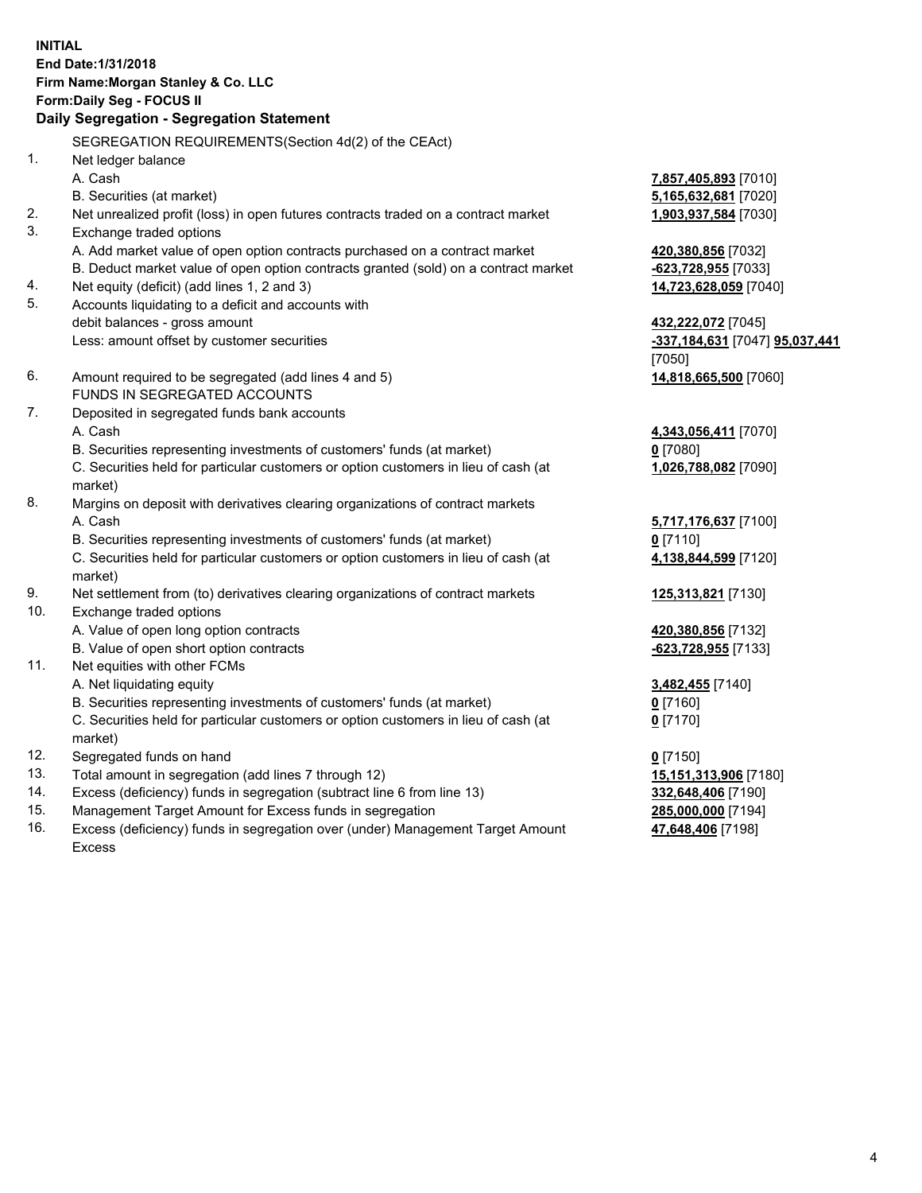**INITIAL**
**End Date:1/31/2018**
**Firm Name:Morgan Stanley & Co. LLC**
**Form:Daily Seg - FOCUS II**
**Daily Segregation - Segregation Statement**

SEGREGATION REQUIREMENTS(Section 4d(2) of the CEAct)

| | | |
|---|---|---|
| 1. | Net ledger balance | |
| | A. Cash | **7,857,405,893** [7010] |
| | B. Securities (at market) | **5,165,632,681** [7020] |
| 2. | Net unrealized profit (loss) in open futures contracts traded on a contract market | **1,903,937,584** [7030] |
| 3. | Exchange traded options | |
| | A. Add market value of open option contracts purchased on a contract market | **420,380,856** [7032] |
| | B. Deduct market value of open option contracts granted (sold) on a contract market | **-623,728,955** [7033] |
| 4. | Net equity (deficit) (add lines 1, 2 and 3) | **14,723,628,059** [7040] |
| 5. | Accounts liquidating to a deficit and accounts with debit balances - gross amount | **432,222,072** [7045] |
| | Less: amount offset by customer securities | **-337,184,631** [7047] **95,037,441** [7050] |
| 6. | Amount required to be segregated (add lines 4 and 5) | **14,818,665,500** [7060] |
| | FUNDS IN SEGREGATED ACCOUNTS | |
| 7. | Deposited in segregated funds bank accounts | |
| | A. Cash | **4,343,056,411** [7070] |
| | B. Securities representing investments of customers' funds (at market) | **0** [7080] |
| | C. Securities held for particular customers or option customers in lieu of cash (at market) | **1,026,788,082** [7090] |
| 8. | Margins on deposit with derivatives clearing organizations of contract markets | |
| | A. Cash | **5,717,176,637** [7100] |
| | B. Securities representing investments of customers' funds (at market) | **0** [7110] |
| | C. Securities held for particular customers or option customers in lieu of cash (at market) | **4,138,844,599** [7120] |
| 9. | Net settlement from (to) derivatives clearing organizations of contract markets | **125,313,821** [7130] |
| 10. | Exchange traded options | |
| | A. Value of open long option contracts | **420,380,856** [7132] |
| | B. Value of open short option contracts | **-623,728,955** [7133] |
| 11. | Net equities with other FCMs | |
| | A. Net liquidating equity | **3,482,455** [7140] |
| | B. Securities representing investments of customers' funds (at market) | **0** [7160] |
| | C. Securities held for particular customers or option customers in lieu of cash (at market) | **0** [7170] |
| 12. | Segregated funds on hand | **0** [7150] |
| 13. | Total amount in segregation (add lines 7 through 12) | **15,151,313,906** [7180] |
| 14. | Excess (deficiency) funds in segregation (subtract line 6 from line 13) | **332,648,406** [7190] |
| 15. | Management Target Amount for Excess funds in segregation | **285,000,000** [7194] |
| 16. | Excess (deficiency) funds in segregation over (under) Management Target Amount Excess | **47,648,406** [7198] |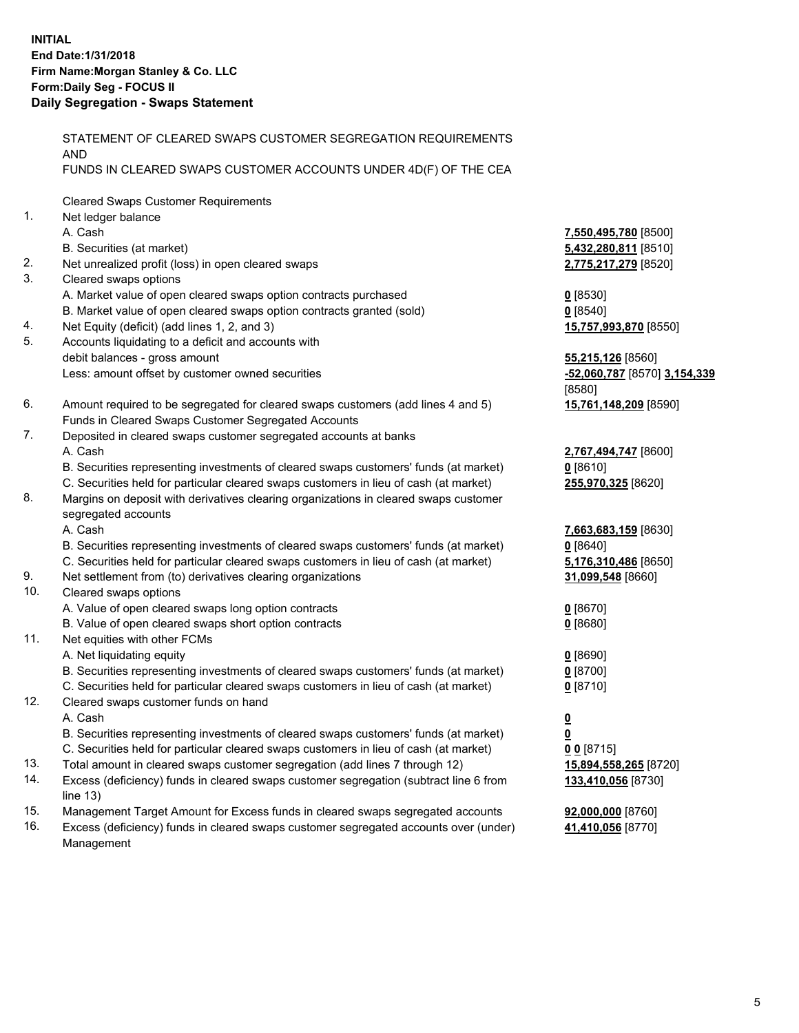**INITIAL**
**End Date:1/31/2018**
**Firm Name:Morgan Stanley & Co. LLC**
**Form:Daily Seg - FOCUS II**
**Daily Segregation - Swaps Statement**

STATEMENT OF CLEARED SWAPS CUSTOMER SEGREGATION REQUIREMENTS AND FUNDS IN CLEARED SWAPS CUSTOMER ACCOUNTS UNDER 4D(F) OF THE CEA

| | | |
|---|---|---|
| | Cleared Swaps Customer Requirements | |
| 1. | Net ledger balance | |
| | A. Cash | **7,550,495,780** [8500] |
| | B. Securities (at market) | **5,432,280,811** [8510] |
| 2. | Net unrealized profit (loss) in open cleared swaps | **2,775,217,279** [8520] |
| 3. | Cleared swaps options | |
| | A. Market value of open cleared swaps option contracts purchased | **0** [8530] |
| | B. Market value of open cleared swaps option contracts granted (sold) | **0** [8540] |
| 4. | Net Equity (deficit) (add lines 1, 2, and 3) | **15,757,993,870** [8550] |
| 5. | Accounts liquidating to a deficit and accounts with debit balances - gross amount | **55,215,126** [8560] |
| | Less: amount offset by customer owned securities | **-52,060,787** [8570] **3,154,339** [8580] |
| 6. | Amount required to be segregated for cleared swaps customers (add lines 4 and 5) | **15,761,148,209** [8590] |
| | Funds in Cleared Swaps Customer Segregated Accounts | |
| 7. | Deposited in cleared swaps customer segregated accounts at banks | |
| | A. Cash | **2,767,494,747** [8600] |
| | B. Securities representing investments of cleared swaps customers' funds (at market) | **0** [8610] |
| | C. Securities held for particular cleared swaps customers in lieu of cash (at market) | **255,970,325** [8620] |
| 8. | Margins on deposit with derivatives clearing organizations in cleared swaps customer segregated accounts | |
| | A. Cash | **7,663,683,159** [8630] |
| | B. Securities representing investments of cleared swaps customers' funds (at market) | **0** [8640] |
| | C. Securities held for particular cleared swaps customers in lieu of cash (at market) | **5,176,310,486** [8650] |
| 9. | Net settlement from (to) derivatives clearing organizations | **31,099,548** [8660] |
| 10. | Cleared swaps options | |
| | A. Value of open cleared swaps long option contracts | **0** [8670] |
| | B. Value of open cleared swaps short option contracts | **0** [8680] |
| 11. | Net equities with other FCMs | |
| | A. Net liquidating equity | **0** [8690] |
| | B. Securities representing investments of cleared swaps customers' funds (at market) | **0** [8700] |
| | C. Securities held for particular cleared swaps customers in lieu of cash (at market) | **0** [8710] |
| 12. | Cleared swaps customer funds on hand | |
| | A. Cash | **0** |
| | B. Securities representing investments of cleared swaps customers' funds (at market) | **0** |
| | C. Securities held for particular cleared swaps customers in lieu of cash (at market) | **0** **0** [8715] |
| 13. | Total amount in cleared swaps customer segregation (add lines 7 through 12) | **15,894,558,265** [8720] |
| 14. | Excess (deficiency) funds in cleared swaps customer segregation (subtract line 6 from line 13) | **133,410,056** [8730] |
| 15. | Management Target Amount for Excess funds in cleared swaps segregated accounts | **92,000,000** [8760] |
| 16. | Excess (deficiency) funds in cleared swaps customer segregated accounts over (under) Management | **41,410,056** [8770] |